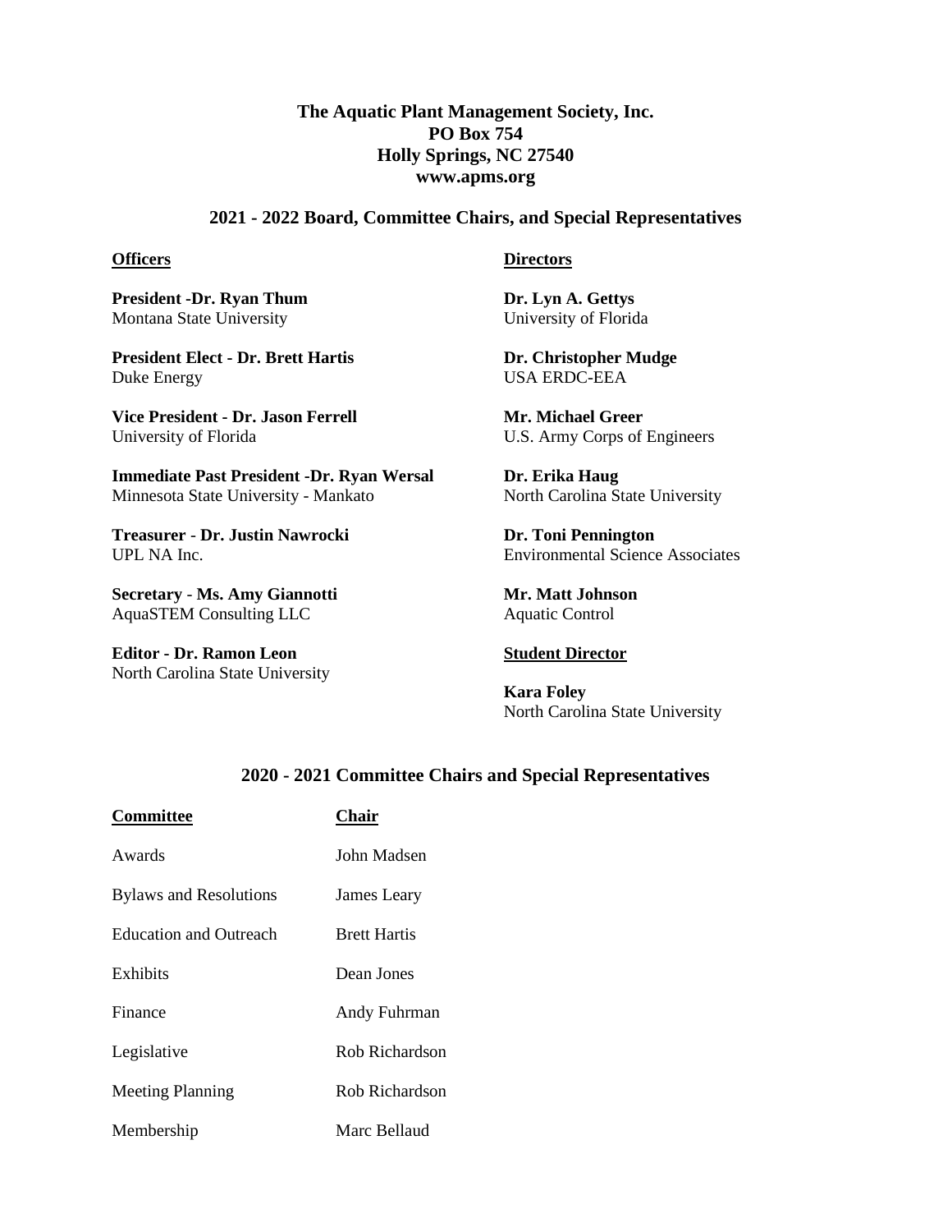# The Aquatic Plant Management Society, Inc.

**PO Box 754**
**Holly Springs, NC 27540**
**www.apms.org**

## 2021 - 2022 Board, Committee Chairs, and Special Representatives

### Officers

**President -Dr. Ryan Thum**
Montana State University

**President Elect - Dr. Brett Hartis**
Duke Energy

**Vice President - Dr. Jason Ferrell**
University of Florida

**Immediate Past President -Dr. Ryan Wersal**
Minnesota State University - Mankato

**Treasurer - Dr. Justin Nawrocki**
UPL NA Inc.

**Secretary - Ms. Amy Giannotti**
AquaSTEM Consulting LLC

**Editor - Dr. Ramon Leon**
North Carolina State University

### Directors

**Dr. Lyn A. Gettys**
University of Florida

**Dr. Christopher Mudge**
USA ERDC-EEA

**Mr. Michael Greer**
U.S. Army Corps of Engineers

**Dr. Erika Haug**
North Carolina State University

**Dr. Toni Pennington**
Environmental Science Associates

**Mr. Matt Johnson**
Aquatic Control

### Student Director

**Kara Foley**
North Carolina State University

## 2020 - 2021 Committee Chairs and Special Representatives

| Committee | Chair |
| --- | --- |
| Awards | John Madsen |
| Bylaws and Resolutions | James Leary |
| Education and Outreach | Brett Hartis |
| Exhibits | Dean Jones |
| Finance | Andy Fuhrman |
| Legislative | Rob Richardson |
| Meeting Planning | Rob Richardson |
| Membership | Marc Bellaud |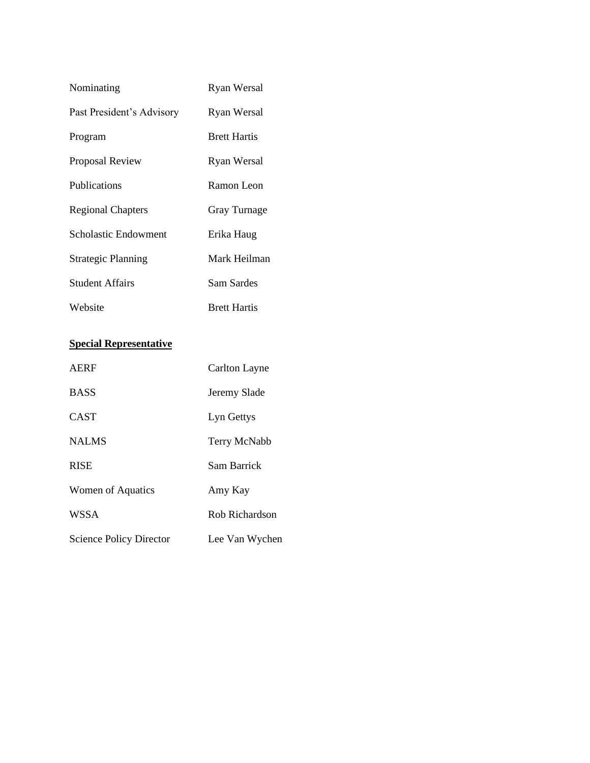| | |
|---|---|
| Nominating | Ryan Wersal |
| Past President's Advisory | Ryan Wersal |
| Program | Brett Hartis |
| Proposal Review | Ryan Wersal |
| Publications | Ramon Leon |
| Regional Chapters | Gray Turnage |
| Scholastic Endowment | Erika Haug |
| Strategic Planning | Mark Heilman |
| Student Affairs | Sam Sardes |
| Website | Brett Hartis |

**Special Representative**

| | |
|---|---|
| AERF | Carlton Layne |
| BASS | Jeremy Slade |
| CAST | Lyn Gettys |
| NALMS | Terry McNabb |
| RISE | Sam Barrick |
| Women of Aquatics | Amy Kay |
| WSSA | Rob Richardson |
| Science Policy Director | Lee Van Wychen |